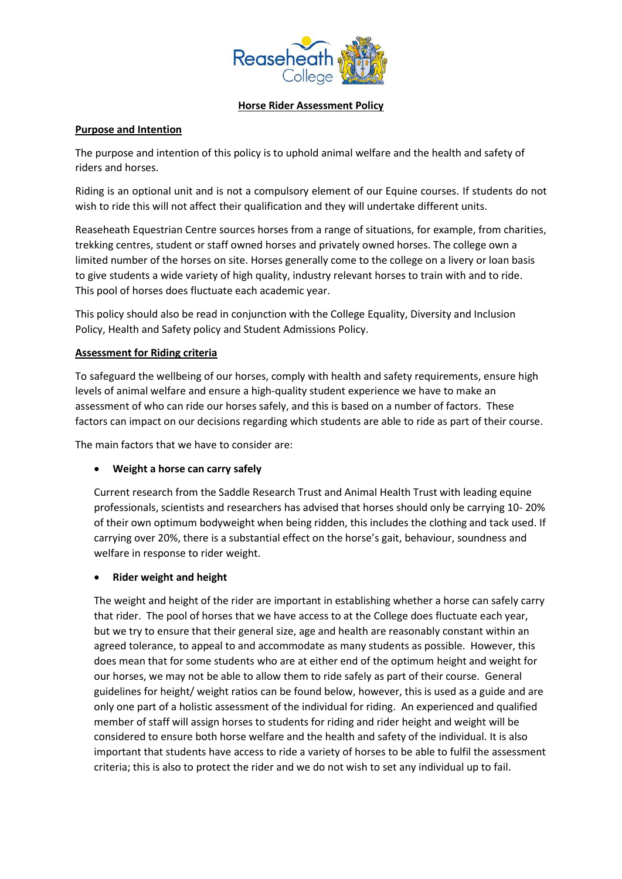# Horse Rider Assessment Policy

## Purpose and Intention

The purpose and intention of this policy is to uphold animal welfare and the health and safety of riders and horses.

Riding is an optional unit and is not a compulsory element of our Equine courses. If students do not wish to ride this will not affect their qualification and they will undertake different units.

Reaseheath Equestrian Centre sources horses from a range of situations, for example, from charities, trekking centres, student or staff owned horses and privately owned horses. The college own a limited number of the horses on site. Horses generally come to the college on a livery or loan basis to give students a wide variety of high quality, industry relevant horses to train with and to ride. This pool of horses does fluctuate each academic year.

This policy should also be read in conjunction with the College Equality, Diversity and Inclusion Policy, Health and Safety policy and Student Admissions Policy.

## Assessment for Riding criteria

To safeguard the wellbeing of our horses, comply with health and safety requirements, ensure high levels of animal welfare and ensure a high-quality student experience we have to make an assessment of who can ride our horses safely, and this is based on a number of factors. These factors can impact on our decisions regarding which students are able to ride as part of their course.

The main factors that we have to consider are:

- **Weight a horse can carry safely**

  Current research from the Saddle Research Trust and Animal Health Trust with leading equine professionals, scientists and researchers has advised that horses should only be carrying 10- 20% of their own optimum bodyweight when being ridden, this includes the clothing and tack used. If carrying over 20%, there is a substantial effect on the horse's gait, behaviour, soundness and welfare in response to rider weight.

- **Rider weight and height**

  The weight and height of the rider are important in establishing whether a horse can safely carry that rider. The pool of horses that we have access to at the College does fluctuate each year, but we try to ensure that their general size, age and health are reasonably constant within an agreed tolerance, to appeal to and accommodate as many students as possible. However, this does mean that for some students who are at either end of the optimum height and weight for our horses, we may not be able to allow them to ride safely as part of their course. General guidelines for height/ weight ratios can be found below, however, this is used as a guide and are only one part of a holistic assessment of the individual for riding. An experienced and qualified member of staff will assign horses to students for riding and rider height and weight will be considered to ensure both horse welfare and the health and safety of the individual. It is also important that students have access to ride a variety of horses to be able to fulfil the assessment criteria; this is also to protect the rider and we do not wish to set any individual up to fail.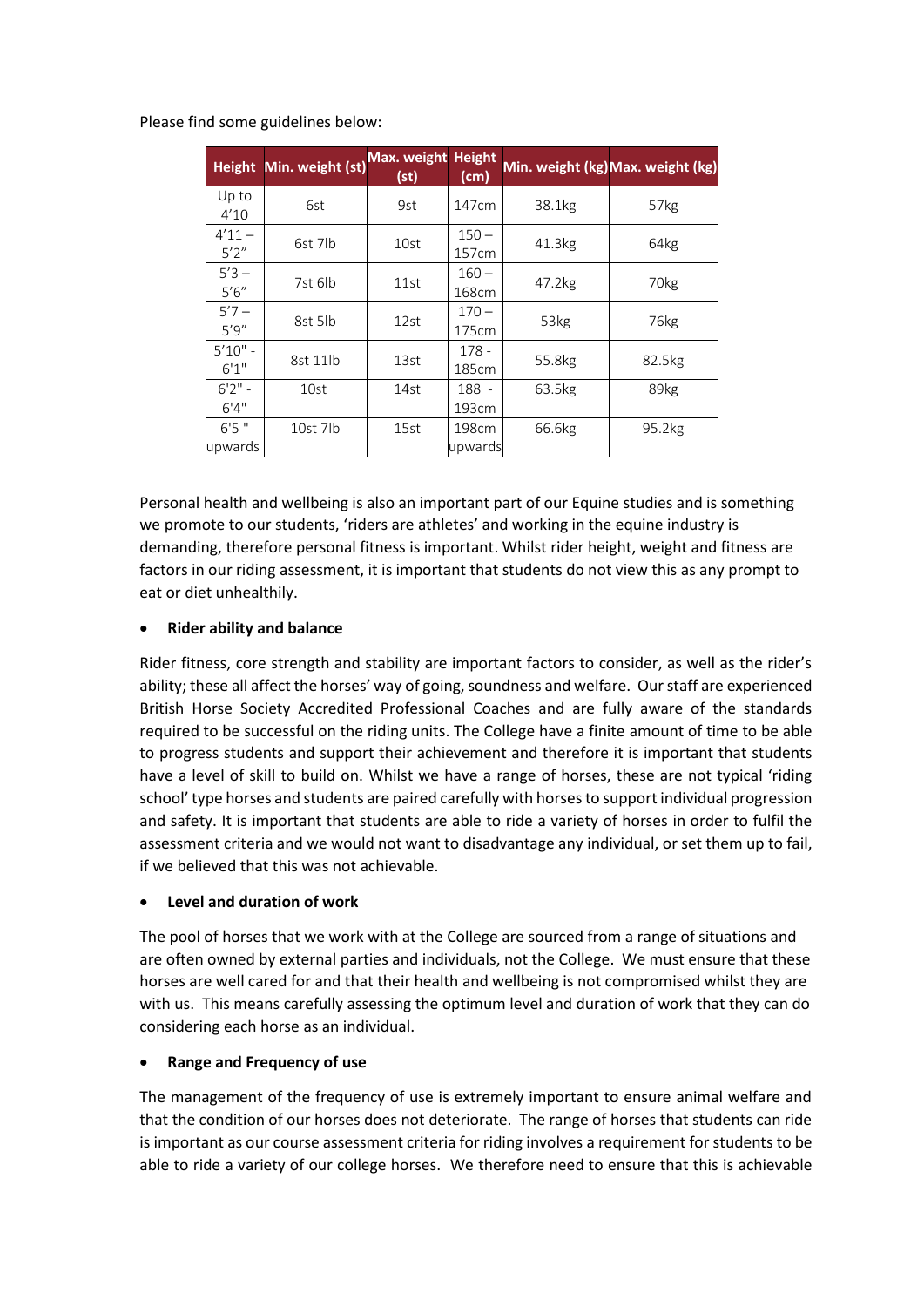Please find some guidelines below:

| Height | Min. weight (st) | Max. weight (st) | Height (cm) | Min. weight (kg) | Max. weight (kg) |
|---|---|---|---|---|---|
| Up to 4'10 | 6st | 9st | 147cm | 38.1kg | 57kg |
| 4'11 – 5'2" | 6st 7lb | 10st | 150 – 157cm | 41.3kg | 64kg |
| 5'3 – 5'6" | 7st 6lb | 11st | 160 – 168cm | 47.2kg | 70kg |
| 5'7 – 5'9" | 8st 5lb | 12st | 170 – 175cm | 53kg | 76kg |
| 5'10" - 6'1" | 8st 11lb | 13st | 178 - 185cm | 55.8kg | 82.5kg |
| 6'2" - 6'4" | 10st | 14st | 188 - 193cm | 63.5kg | 89kg |
| 6'5 " upwards | 10st 7lb | 15st | 198cm upwards | 66.6kg | 95.2kg |

Personal health and wellbeing is also an important part of our Equine studies and is something we promote to our students, 'riders are athletes' and working in the equine industry is demanding, therefore personal fitness is important. Whilst rider height, weight and fitness are factors in our riding assessment, it is important that students do not view this as any prompt to eat or diet unhealthily.

- **Rider ability and balance**

Rider fitness, core strength and stability are important factors to consider, as well as the rider's ability; these all affect the horses' way of going, soundness and welfare. Our staff are experienced British Horse Society Accredited Professional Coaches and are fully aware of the standards required to be successful on the riding units. The College have a finite amount of time to be able to progress students and support their achievement and therefore it is important that students have a level of skill to build on. Whilst we have a range of horses, these are not typical 'riding school' type horses and students are paired carefully with horses to support individual progression and safety. It is important that students are able to ride a variety of horses in order to fulfil the assessment criteria and we would not want to disadvantage any individual, or set them up to fail, if we believed that this was not achievable.

- **Level and duration of work**

The pool of horses that we work with at the College are sourced from a range of situations and are often owned by external parties and individuals, not the College. We must ensure that these horses are well cared for and that their health and wellbeing is not compromised whilst they are with us. This means carefully assessing the optimum level and duration of work that they can do considering each horse as an individual.

- **Range and Frequency of use**

The management of the frequency of use is extremely important to ensure animal welfare and that the condition of our horses does not deteriorate. The range of horses that students can ride is important as our course assessment criteria for riding involves a requirement for students to be able to ride a variety of our college horses. We therefore need to ensure that this is achievable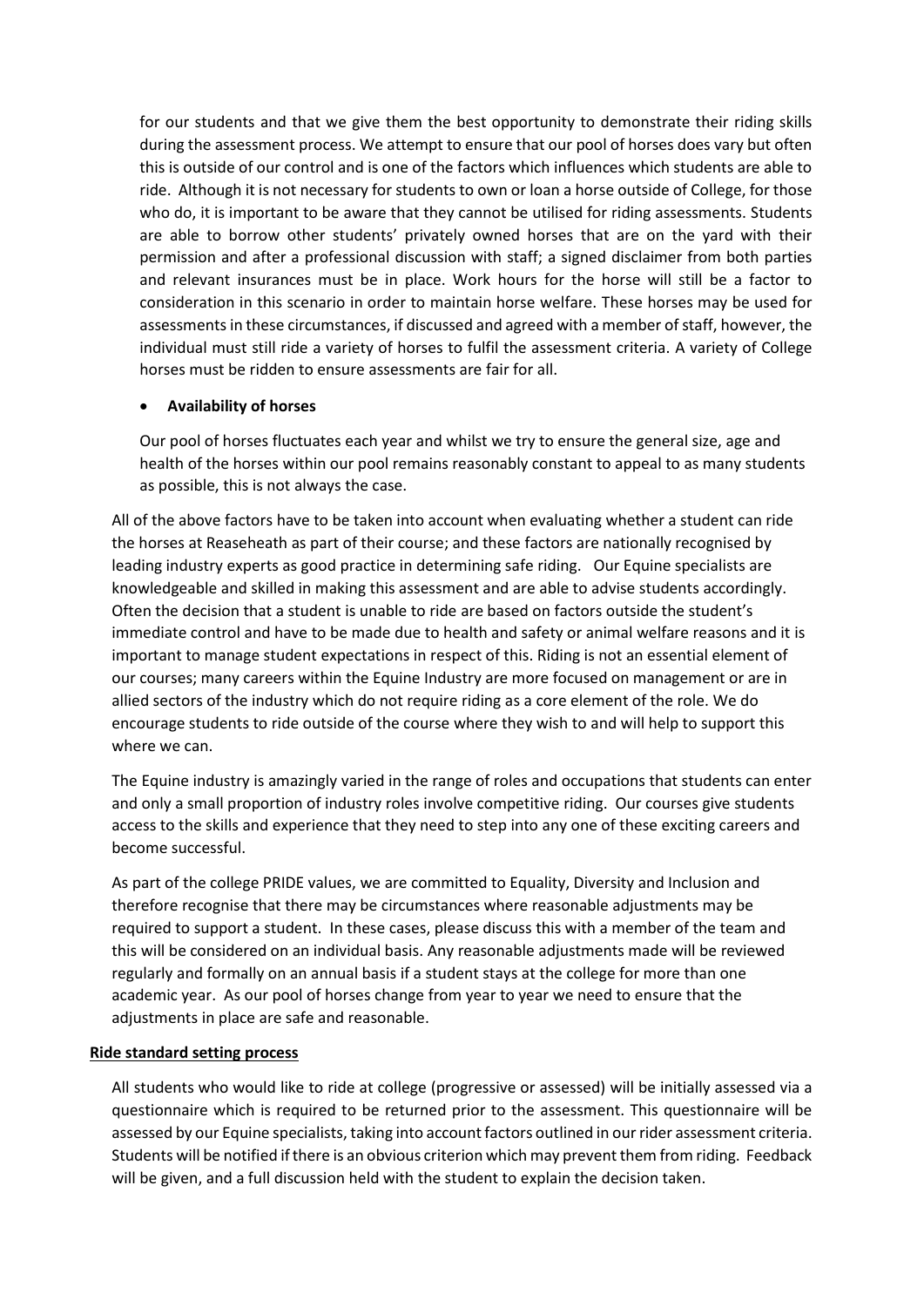for our students and that we give them the best opportunity to demonstrate their riding skills during the assessment process. We attempt to ensure that our pool of horses does vary but often this is outside of our control and is one of the factors which influences which students are able to ride. Although it is not necessary for students to own or loan a horse outside of College, for those who do, it is important to be aware that they cannot be utilised for riding assessments. Students are able to borrow other students' privately owned horses that are on the yard with their permission and after a professional discussion with staff; a signed disclaimer from both parties and relevant insurances must be in place. Work hours for the horse will still be a factor to consideration in this scenario in order to maintain horse welfare. These horses may be used for assessments in these circumstances, if discussed and agreed with a member of staff, however, the individual must still ride a variety of horses to fulfil the assessment criteria. A variety of College horses must be ridden to ensure assessments are fair for all.

- **Availability of horses**

  Our pool of horses fluctuates each year and whilst we try to ensure the general size, age and health of the horses within our pool remains reasonably constant to appeal to as many students as possible, this is not always the case.

All of the above factors have to be taken into account when evaluating whether a student can ride the horses at Reaseheath as part of their course; and these factors are nationally recognised by leading industry experts as good practice in determining safe riding. Our Equine specialists are knowledgeable and skilled in making this assessment and are able to advise students accordingly. Often the decision that a student is unable to ride are based on factors outside the student's immediate control and have to be made due to health and safety or animal welfare reasons and it is important to manage student expectations in respect of this. Riding is not an essential element of our courses; many careers within the Equine Industry are more focused on management or are in allied sectors of the industry which do not require riding as a core element of the role. We do encourage students to ride outside of the course where they wish to and will help to support this where we can.

The Equine industry is amazingly varied in the range of roles and occupations that students can enter and only a small proportion of industry roles involve competitive riding. Our courses give students access to the skills and experience that they need to step into any one of these exciting careers and become successful.

As part of the college PRIDE values, we are committed to Equality, Diversity and Inclusion and therefore recognise that there may be circumstances where reasonable adjustments may be required to support a student. In these cases, please discuss this with a member of the team and this will be considered on an individual basis. Any reasonable adjustments made will be reviewed regularly and formally on an annual basis if a student stays at the college for more than one academic year. As our pool of horses change from year to year we need to ensure that the adjustments in place are safe and reasonable.

**Ride standard setting process**

All students who would like to ride at college (progressive or assessed) will be initially assessed via a questionnaire which is required to be returned prior to the assessment. This questionnaire will be assessed by our Equine specialists, taking into account factors outlined in our rider assessment criteria. Students will be notified if there is an obvious criterion which may prevent them from riding. Feedback will be given, and a full discussion held with the student to explain the decision taken.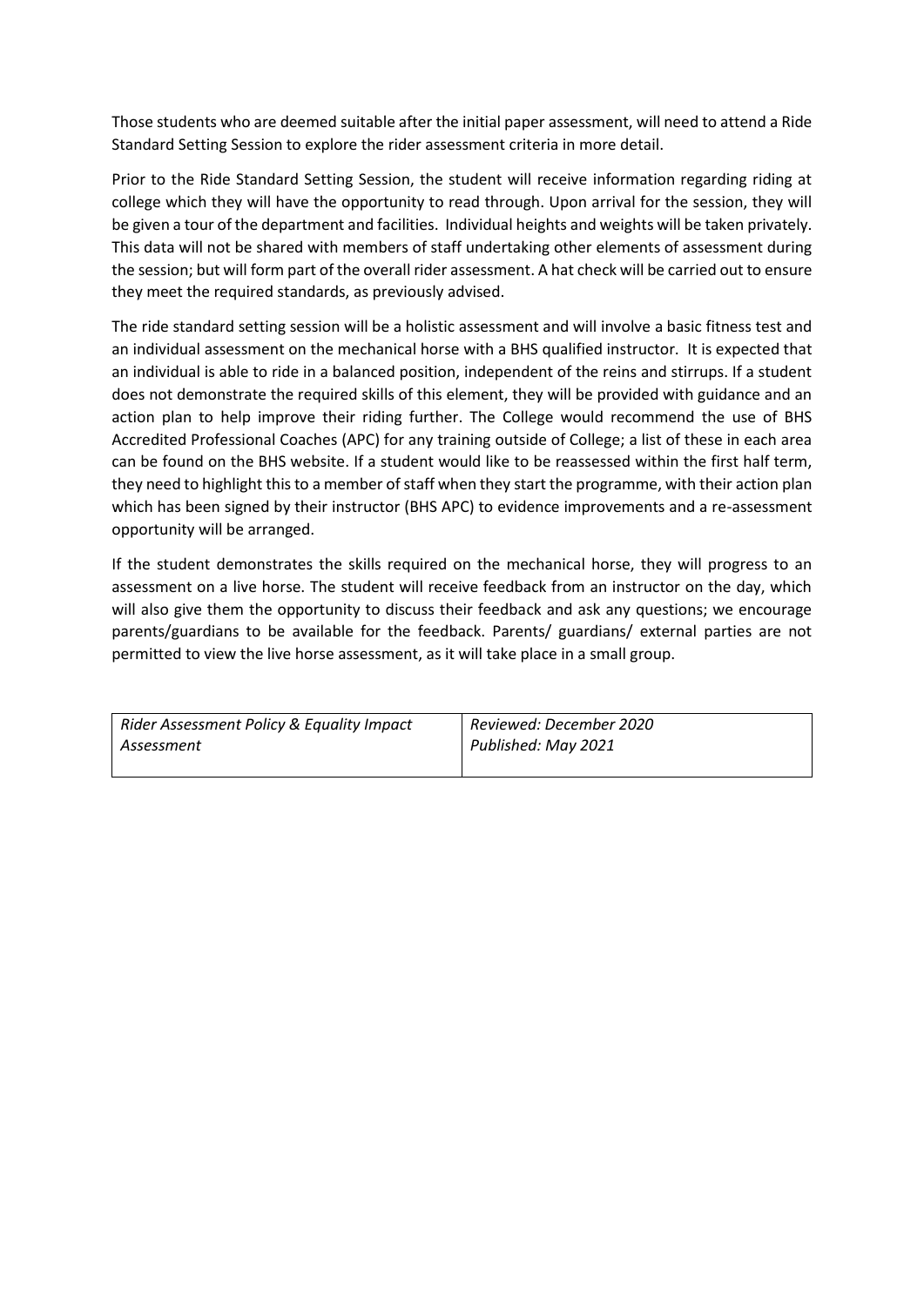Those students who are deemed suitable after the initial paper assessment, will need to attend a Ride Standard Setting Session to explore the rider assessment criteria in more detail.

Prior to the Ride Standard Setting Session, the student will receive information regarding riding at college which they will have the opportunity to read through. Upon arrival for the session, they will be given a tour of the department and facilities. Individual heights and weights will be taken privately. This data will not be shared with members of staff undertaking other elements of assessment during the session; but will form part of the overall rider assessment. A hat check will be carried out to ensure they meet the required standards, as previously advised.

The ride standard setting session will be a holistic assessment and will involve a basic fitness test and an individual assessment on the mechanical horse with a BHS qualified instructor. It is expected that an individual is able to ride in a balanced position, independent of the reins and stirrups. If a student does not demonstrate the required skills of this element, they will be provided with guidance and an action plan to help improve their riding further. The College would recommend the use of BHS Accredited Professional Coaches (APC) for any training outside of College; a list of these in each area can be found on the BHS website. If a student would like to be reassessed within the first half term, they need to highlight this to a member of staff when they start the programme, with their action plan which has been signed by their instructor (BHS APC) to evidence improvements and a re-assessment opportunity will be arranged.

If the student demonstrates the skills required on the mechanical horse, they will progress to an assessment on a live horse. The student will receive feedback from an instructor on the day, which will also give them the opportunity to discuss their feedback and ask any questions; we encourage parents/guardians to be available for the feedback. Parents/ guardians/ external parties are not permitted to view the live horse assessment, as it will take place in a small group.

| | |
|---|---|
| *Rider Assessment Policy & Equality Impact Assessment* | *Reviewed: December 2020*<br>*Published: May 2021* |